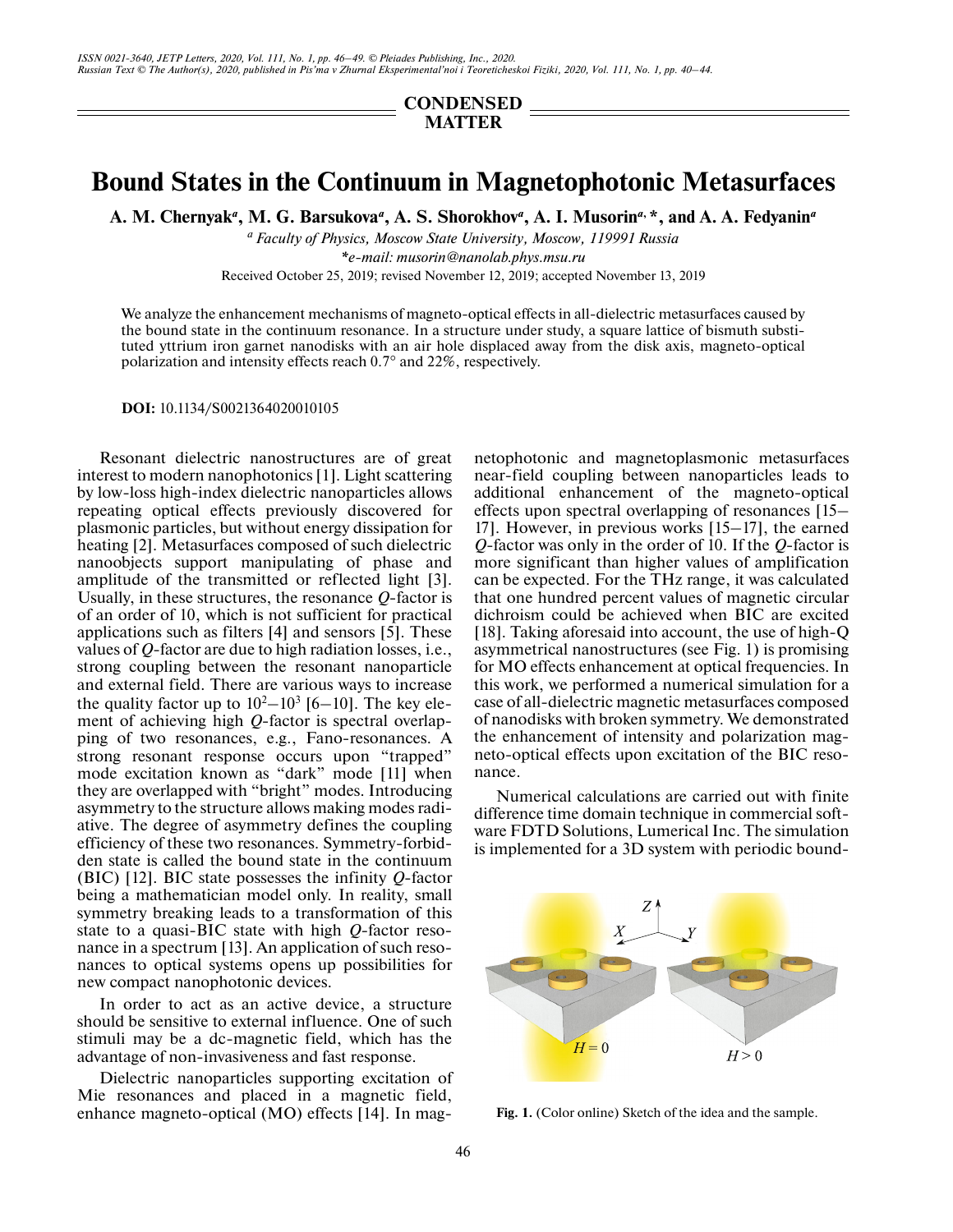CONDENSED MATTER

# Bound States in the Continuum in Magnetophotonic Metasurfaces

**A. M. Chernyak[a], M. G. Barsukova[a], A. S. Shorokhov[a], A. I. Musorin[a,*], and A. A. Fedyanin[a]**

[a] *Faculty of Physics, Moscow State University, Moscow, 119991 Russia*

*e-mail: musorin@nanolab.phys.msu.ru

Received October 25, 2019; revised November 12, 2019; accepted November 13, 2019

We analyze the enhancement mechanisms of magneto-optical effects in all-dielectric metasurfaces caused by the bound state in the continuum resonance. In a structure under study, a square lattice of bismuth substituted yttrium iron garnet nanodisks with an air hole displaced away from the disk axis, magneto-optical polarization and intensity effects reach 0.7° and 22%, respectively.

**DOI:** 10.1134/S0021364020010105

Resonant dielectric nanostructures are of great interest to modern nanophotonics [1]. Light scattering by low-loss high-index dielectric nanoparticles allows repeating optical effects previously discovered for plasmonic particles, but without energy dissipation for heating [2]. Metasurfaces composed of such dielectric nanoobjects support manipulating of phase and amplitude of the transmitted or reflected light [3]. Usually, in these structures, the resonance $Q$-factor is of an order of 10, which is not sufficient for practical applications such as filters [4] and sensors [5]. These values of $Q$-factor are due to high radiation losses, i.e., strong coupling between the resonant nanoparticle and external field. There are various ways to increase the quality factor up to $10^2$–$10^3$ [6–10]. The key element of achieving high $Q$-factor is spectral overlapping of two resonances, e.g., Fano-resonances. A strong resonant response occurs upon "trapped" mode excitation known as "dark" mode [11] when they are overlapped with "bright" modes. Introducing asymmetry to the structure allows making modes radiative. The degree of asymmetry defines the coupling efficiency of these two resonances. Symmetry-forbidden state is called the bound state in the continuum (BIC) [12]. BIC state possesses the infinity $Q$-factor being a mathematician model only. In reality, small symmetry breaking leads to a transformation of this state to a quasi-BIC state with high $Q$-factor resonance in a spectrum [13]. An application of such resonances to optical systems opens up possibilities for new compact nanophotonic devices.

In order to act as an active device, a structure should be sensitive to external influence. One of such stimuli may be a dc-magnetic field, which has the advantage of non-invasiveness and fast response.

Dielectric nanoparticles supporting excitation of Mie resonances and placed in a magnetic field, enhance magneto-optical (MO) effects [14]. In magnetophotonic and magnetoplasmonic metasurfaces near-field coupling between nanoparticles leads to additional enhancement of the magneto-optical effects upon spectral overlapping of resonances [15–17]. However, in previous works [15–17], the earned $Q$-factor was only in the order of 10. If the $Q$-factor is more significant than higher values of amplification can be expected. For the THz range, it was calculated that one hundred percent values of magnetic circular dichroism could be achieved when BIC are excited [18]. Taking aforesaid into account, the use of high-Q asymmetrical nanostructures (see Fig. 1) is promising for MO effects enhancement at optical frequencies. In this work, we performed a numerical simulation for a case of all-dielectric magnetic metasurfaces composed of nanodisks with broken symmetry. We demonstrated the enhancement of intensity and polarization magneto-optical effects upon excitation of the BIC resonance.

Numerical calculations are carried out with finite difference time domain technique in commercial software FDTD Solutions, Lumerical Inc. The simulation is implemented for a 3D system with periodic bound-

**Fig. 1.** (Color online) Sketch of the idea and the sample.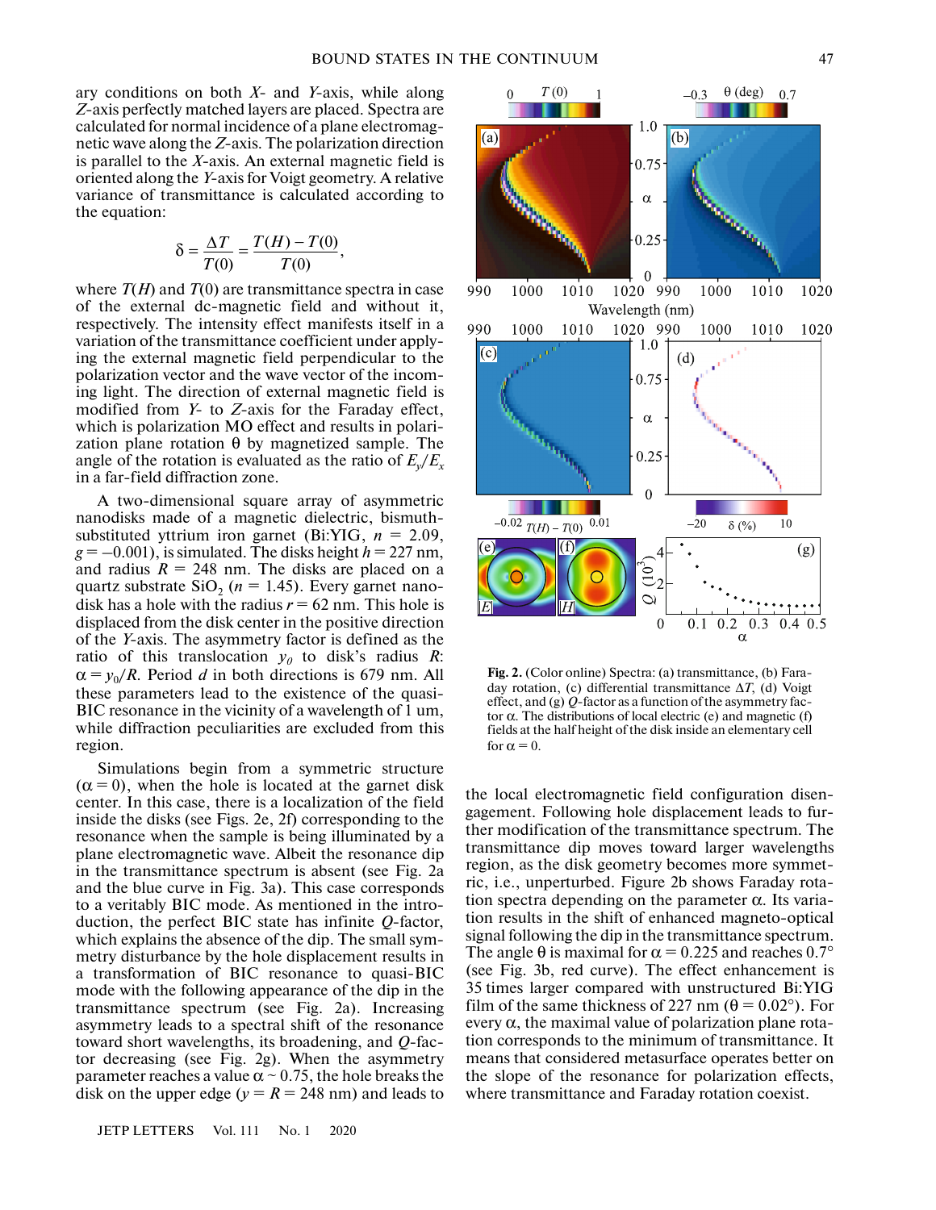ary conditions on both $X$- and $Y$-axis, while along $Z$-axis perfectly matched layers are placed. Spectra are calculated for normal incidence of a plane electromagnetic wave along the $Z$-axis. The polarization direction is parallel to the $X$-axis. An external magnetic field is oriented along the $Y$-axis for Voigt geometry. A relative variance of transmittance is calculated according to the equation:

$$\delta = \frac{\Delta T}{T(0)} = \frac{T(H) - T(0)}{T(0)},$$

where $T(H)$ and $T(0)$ are transmittance spectra in case of the external dc-magnetic field and without it, respectively. The intensity effect manifests itself in a variation of the transmittance coefficient under applying the external magnetic field perpendicular to the polarization vector and the wave vector of the incoming light. The direction of external magnetic field is modified from $Y$- to $Z$-axis for the Faraday effect, which is polarization MO effect and results in polarization plane rotation $\theta$ by magnetized sample. The angle of the rotation is evaluated as the ratio of $E_y/E_x$ in a far-field diffraction zone.

A two-dimensional square array of asymmetric nanodisks made of a magnetic dielectric, bismuth-substituted yttrium iron garnet (Bi:YIG, $n = 2.09$, $g = -0.001$), is simulated. The disks height $h = 227$ nm, and radius $R = 248$ nm. The disks are placed on a quartz substrate $SiO_2$ ($n = 1.45$). Every garnet nanodisk has a hole with the radius $r = 62$ nm. This hole is displaced from the disk center in the positive direction of the $Y$-axis. The asymmetry factor is defined as the ratio of this translocation $y_0$ to disk's radius $R$: $\alpha = y_0/R$. Period $d$ in both directions is 679 nm. All these parameters lead to the existence of the quasi-BIC resonance in the vicinity of a wavelength of 1 um, while diffraction peculiarities are excluded from this region.

Simulations begin from a symmetric structure ($\alpha = 0$), when the hole is located at the garnet disk center. In this case, there is a localization of the field inside the disks (see Figs. 2e, 2f) corresponding to the resonance when the sample is being illuminated by a plane electromagnetic wave. Albeit the resonance dip in the transmittance spectrum is absent (see Fig. 2a and the blue curve in Fig. 3a). This case corresponds to a veritably BIC mode. As mentioned in the introduction, the perfect BIC state has infinite $Q$-factor, which explains the absence of the dip. The small symmetry disturbance by the hole displacement results in a transformation of BIC resonance to quasi-BIC mode with the following appearance of the dip in the transmittance spectrum (see Fig. 2a). Increasing asymmetry leads to a spectral shift of the resonance toward short wavelengths, its broadening, and $Q$-factor decreasing (see Fig. 2g). When the asymmetry parameter reaches a value $\alpha \sim 0.75$, the hole breaks the disk on the upper edge ($y = R = 248$ nm) and leads to

**Fig. 2.** (Color online) Spectra: (a) transmittance, (b) Faraday rotation, (c) differential transmittance $\Delta T$, (d) Voigt effect, and (g) $Q$-factor as a function of the asymmetry factor $\alpha$. The distributions of local electric (e) and magnetic (f) fields at the half height of the disk inside an elementary cell for $\alpha = 0$.

the local electromagnetic field configuration disengagement. Following hole displacement leads to further modification of the transmittance spectrum. The transmittance dip moves toward larger wavelengths region, as the disk geometry becomes more symmetric, i.e., unperturbed. Figure 2b shows Faraday rotation spectra depending on the parameter $\alpha$. Its variation results in the shift of enhanced magneto-optical signal following the dip in the transmittance spectrum. The angle $\theta$ is maximal for $\alpha = 0.225$ and reaches 0.7° (see Fig. 3b, red curve). The effect enhancement is 35 times larger compared with unstructured Bi:YIG film of the same thickness of 227 nm ($\theta = 0.02°$). For every $\alpha$, the maximal value of polarization plane rotation corresponds to the minimum of transmittance. It means that considered metasurface operates better on the slope of the resonance for polarization effects, where transmittance and Faraday rotation coexist.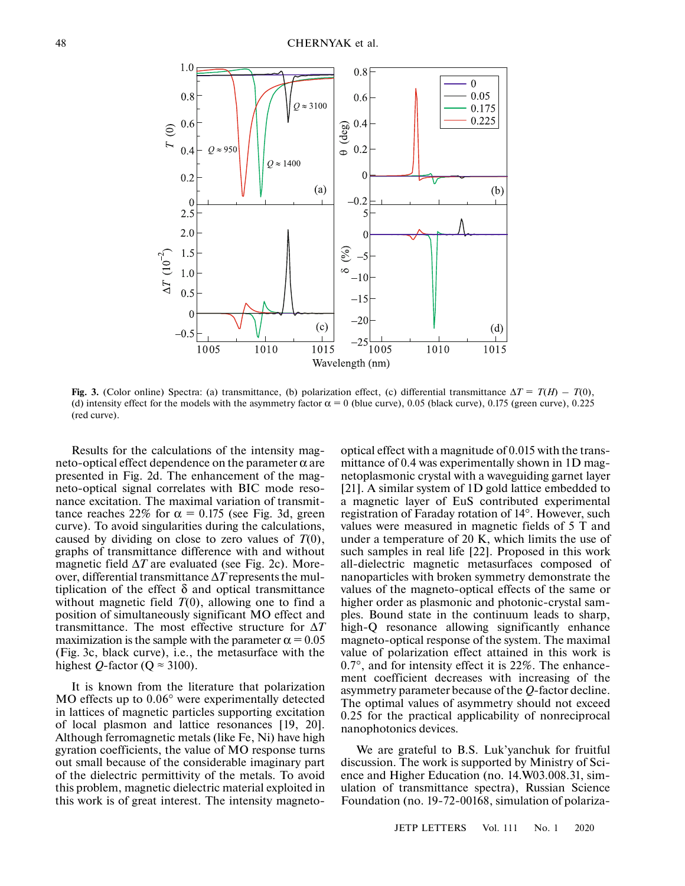Fig. 3. (Color online) Spectra: (a) transmittance, (b) polarization effect, (c) differential transmittance $\Delta T = T(H) - T(0)$, (d) intensity effect for the models with the asymmetry factor $\alpha = 0$ (blue curve), 0.05 (black curve), 0.175 (green curve), 0.225 (red curve).

Results for the calculations of the intensity magneto-optical effect dependence on the parameter $\alpha$ are presented in Fig. 2d. The enhancement of the magneto-optical signal correlates with BIC mode resonance excitation. The maximal variation of transmittance reaches 22% for $\alpha = 0.175$ (see Fig. 3d, green curve). To avoid singularities during the calculations, caused by dividing on close to zero values of $T(0)$, graphs of transmittance difference with and without magnetic field $\Delta T$ are evaluated (see Fig. 2c). Moreover, differential transmittance $\Delta T$ represents the multiplication of the effect $\delta$ and optical transmittance without magnetic field $T(0)$, allowing one to find a position of simultaneously significant MO effect and transmittance. The most effective structure for $\Delta T$ maximization is the sample with the parameter $\alpha = 0.05$ (Fig. 3c, black curve), i.e., the metasurface with the highest $Q$-factor ($Q \approx 3100$).

It is known from the literature that polarization MO effects up to 0.06° were experimentally detected in lattices of magnetic particles supporting excitation of local plasmon and lattice resonances [19, 20]. Although ferromagnetic metals (like Fe, Ni) have high gyration coefficients, the value of MO response turns out small because of the considerable imaginary part of the dielectric permittivity of the metals. To avoid this problem, magnetic dielectric material exploited in this work is of great interest. The intensity magneto-optical effect with a magnitude of 0.015 with the transmittance of 0.4 was experimentally shown in 1D magnetoplasmonic crystal with a waveguiding garnet layer [21]. A similar system of 1D gold lattice embedded to a magnetic layer of EuS contributed experimental registration of Faraday rotation of 14°. However, such values were measured in magnetic fields of 5 T and under a temperature of 20 K, which limits the use of such samples in real life [22]. Proposed in this work all-dielectric magnetic metasurfaces composed of nanoparticles with broken symmetry demonstrate the values of the magneto-optical effects of the same or higher order as plasmonic and photonic-crystal samples. Bound state in the continuum leads to sharp, high-Q resonance allowing significantly enhance magneto-optical response of the system. The maximal value of polarization effect attained in this work is 0.7°, and for intensity effect it is 22%. The enhancement coefficient decreases with increasing of the asymmetry parameter because of the $Q$-factor decline. The optimal values of asymmetry should not exceed 0.25 for the practical applicability of nonreciprocal nanophotonics devices.

We are grateful to B.S. Luk'yanchuk for fruitful discussion. The work is supported by Ministry of Science and Higher Education (no. 14.W03.008.31, simulation of transmittance spectra), Russian Science Foundation (no. 19-72-00168, simulation of polariza-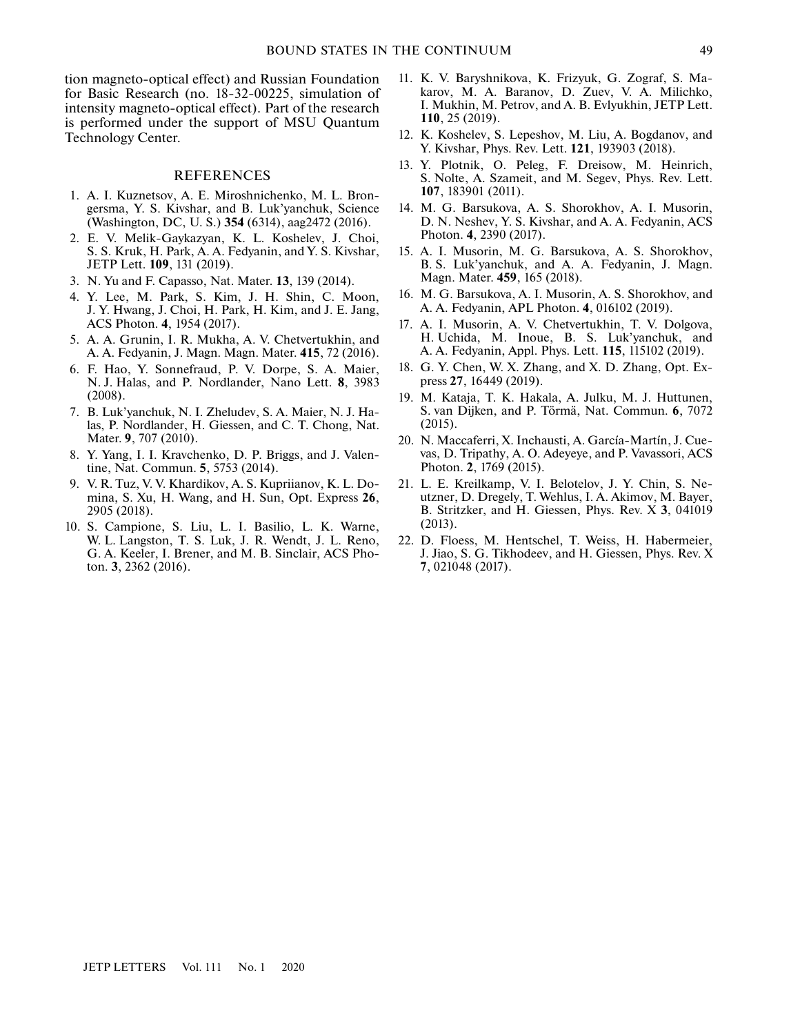tion magneto-optical effect) and Russian Foundation for Basic Research (no. 18-32-00225, simulation of intensity magneto-optical effect). Part of the research is performed under the support of MSU Quantum Technology Center.

## REFERENCES

1. A. I. Kuznetsov, A. E. Miroshnichenko, M. L. Brongersma, Y. S. Kivshar, and B. Luk'yanchuk, Science (Washington, DC, U. S.) **354** (6314), aag2472 (2016).
2. E. V. Melik-Gaykazyan, K. L. Koshelev, J. Choi, S. S. Kruk, H. Park, A. A. Fedyanin, and Y. S. Kivshar, JETP Lett. **109**, 131 (2019).
3. N. Yu and F. Capasso, Nat. Mater. **13**, 139 (2014).
4. Y. Lee, M. Park, S. Kim, J. H. Shin, C. Moon, J. Y. Hwang, J. Choi, H. Park, H. Kim, and J. E. Jang, ACS Photon. **4**, 1954 (2017).
5. A. A. Grunin, I. R. Mukha, A. V. Chetvertukhin, and A. A. Fedyanin, J. Magn. Magn. Mater. **415**, 72 (2016).
6. F. Hao, Y. Sonnefraud, P. V. Dorpe, S. A. Maier, N. J. Halas, and P. Nordlander, Nano Lett. **8**, 3983 (2008).
7. B. Luk'yanchuk, N. I. Zheludev, S. A. Maier, N. J. Halas, P. Nordlander, H. Giessen, and C. T. Chong, Nat. Mater. **9**, 707 (2010).
8. Y. Yang, I. I. Kravchenko, D. P. Briggs, and J. Valentine, Nat. Commun. **5**, 5753 (2014).
9. V. R. Tuz, V. V. Khardikov, A. S. Kupriianov, K. L. Domina, S. Xu, H. Wang, and H. Sun, Opt. Express **26**, 2905 (2018).
10. S. Campione, S. Liu, L. I. Basilio, L. K. Warne, W. L. Langston, T. S. Luk, J. R. Wendt, J. L. Reno, G. A. Keeler, I. Brener, and M. B. Sinclair, ACS Photon. **3**, 2362 (2016).
11. K. V. Baryshnikova, K. Frizyuk, G. Zograf, S. Makarov, M. A. Baranov, D. Zuev, V. A. Milichko, I. Mukhin, M. Petrov, and A. B. Evlyukhin, JETP Lett. **110**, 25 (2019).
12. K. Koshelev, S. Lepeshov, M. Liu, A. Bogdanov, and Y. Kivshar, Phys. Rev. Lett. **121**, 193903 (2018).
13. Y. Plotnik, O. Peleg, F. Dreisow, M. Heinrich, S. Nolte, A. Szameit, and M. Segev, Phys. Rev. Lett. **107**, 183901 (2011).
14. M. G. Barsukova, A. S. Shorokhov, A. I. Musorin, D. N. Neshev, Y. S. Kivshar, and A. A. Fedyanin, ACS Photon. **4**, 2390 (2017).
15. A. I. Musorin, M. G. Barsukova, A. S. Shorokhov, B. S. Luk'yanchuk, and A. A. Fedyanin, J. Magn. Magn. Mater. **459**, 165 (2018).
16. M. G. Barsukova, A. I. Musorin, A. S. Shorokhov, and A. A. Fedyanin, APL Photon. **4**, 016102 (2019).
17. A. I. Musorin, A. V. Chetvertukhin, T. V. Dolgova, H. Uchida, M. Inoue, B. S. Luk'yanchuk, and A. A. Fedyanin, Appl. Phys. Lett. **115**, 115102 (2019).
18. G. Y. Chen, W. X. Zhang, and X. D. Zhang, Opt. Express **27**, 16449 (2019).
19. M. Kataja, T. K. Hakala, A. Julku, M. J. Huttunen, S. van Dijken, and P. Törmä, Nat. Commun. **6**, 7072 (2015).
20. N. Maccaferri, X. Inchausti, A. García-Martín, J. Cuevas, D. Tripathy, A. O. Adeyeye, and P. Vavassori, ACS Photon. **2**, 1769 (2015).
21. L. E. Kreilkamp, V. I. Belotelov, J. Y. Chin, S. Neutzner, D. Dregely, T. Wehlus, I. A. Akimov, M. Bayer, B. Stritzker, and H. Giessen, Phys. Rev. X **3**, 041019 (2013).
22. D. Floess, M. Hentschel, T. Weiss, H. Habermeier, J. Jiao, S. G. Tikhodeev, and H. Giessen, Phys. Rev. X **7**, 021048 (2017).